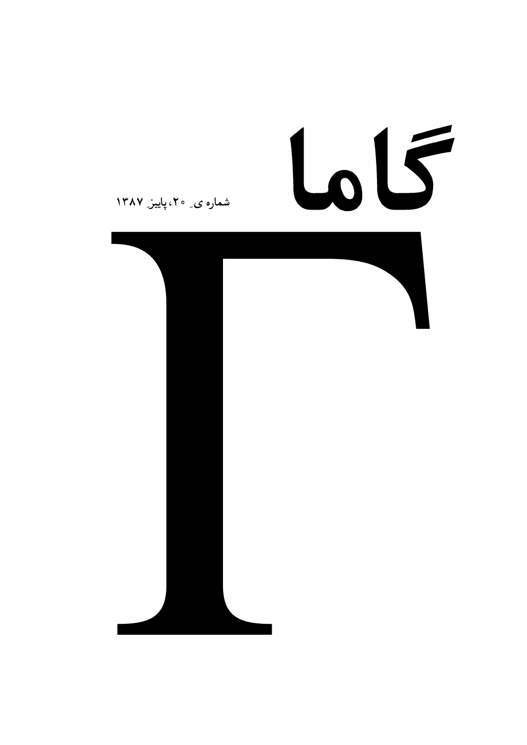# گاما

**شماره ی ِ ۲۰، پاییز ِ ۱۳۸۷**

# Γ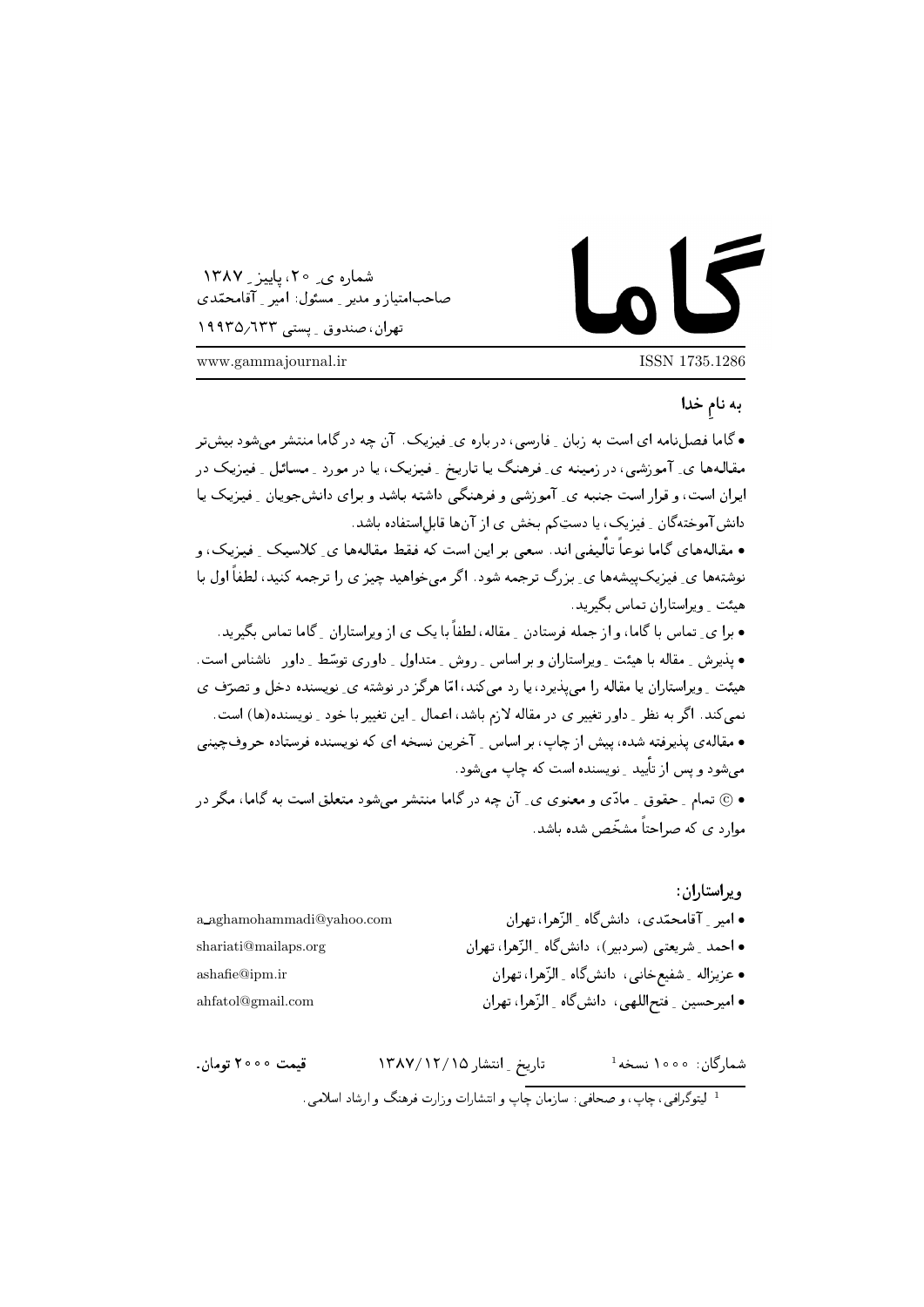# گاما

شماره ی ۲۰، پاییز ۱۳۸۷
صاحب‌امتیاز و مدیر مسئول: امیر آقامحمّدی
تهران، صندوق پستی ۱۹۹۳۵/۶۳۳

www.gammajournal.ir

ISSN 1735.1286

**به نامِ خدا**

• گاما فصل‌نامه ای است به زبان فارسی، درباره ی فیزیک. آن چه در گاما منتشر می‌شود بیش‌تر مقاله‌ها ی آموزشی، در زمینه ی فرهنگ یا تاریخ فیزیک، یا در مورد مسائل فیزیک در ایران است، و قرار است جنبه ی آموزشی و فرهنگی داشته باشد و برای دانش‌جویان فیزیک یا دانش‌آموختگان فیزیک، یا دستِ‌کم بخش ی از آن‌ها قابلِ‌استفاده باشد.

• مقاله‌های گاما نوعاً تألیفی اند. سعی بر این است که فقط مقاله‌ها ی کلاسیک فیزیک، و نوشته‌ها ی فیزیک‌پیشه‌ها ی بزرگ ترجمه شود. اگر می‌خواهید چیز ی را ترجمه کنید، لطفاً اول با هیئت ویراستاران تماس بگیرید.

• برا ی تماس با گاما، و از جمله فرستادن مقاله، لطفاً با یک ی از ویراستاران گاما تماس بگیرید.

• پذیرش مقاله با هیئت ویراستاران و بر اساس روش متداول داوری توسّط داور ناشناس است. هیئت ویراستاران یا مقاله را می‌پذیرد، یا رد می‌کند، امّا هرگز در نوشته ی نویسنده دخل و تصرّف ی نمی‌کند. اگر به نظر داور تغییر ی در مقاله لازم باشد، اعمال این تغییر با خود نویسنده(ها) است.

• مقاله‌ی پذیرفته شده، پیش از چاپ، بر اساس آخرین نسخه ای که نویسنده فرستاده حروف‌چینی می‌شود و پس از تأیید نویسنده است که چاپ می‌شود.

• © تمام حقوق مادّی و معنوی ی آن چه در گاما منتشر می‌شود متعلق است به گاما، مگر در موارد ی که صراحتاً مشخّص شده باشد.

**ویراستاران:**

• امیر آقامحمّدی، دانش‌گاه الزّهرا، تهران — a_aghamohammadi@yahoo.com
• احمد شریعتی (سردبیر)، دانش‌گاه الزّهرا، تهران — shariati@mailaps.org
• عزیزاله شفیع‌خانی، دانش‌گاه الزّهرا، تهران — ashafie@ipm.ir
• امیرحسین فتح‌اللهی، دانش‌گاه الزّهرا، تهران — ahfatol@gmail.com

شمارگان: ۱۰۰۰ نسخه[1] — تاریخ انتشار ۱۳۸۷/۱۲/۱۵ — **قیمت ۲۰۰۰ تومان.**

[1] لیتوگرافی، چاپ، و صحافی: سازمان چاپ و انتشارات وزارت فرهنگ و ارشاد اسلامی.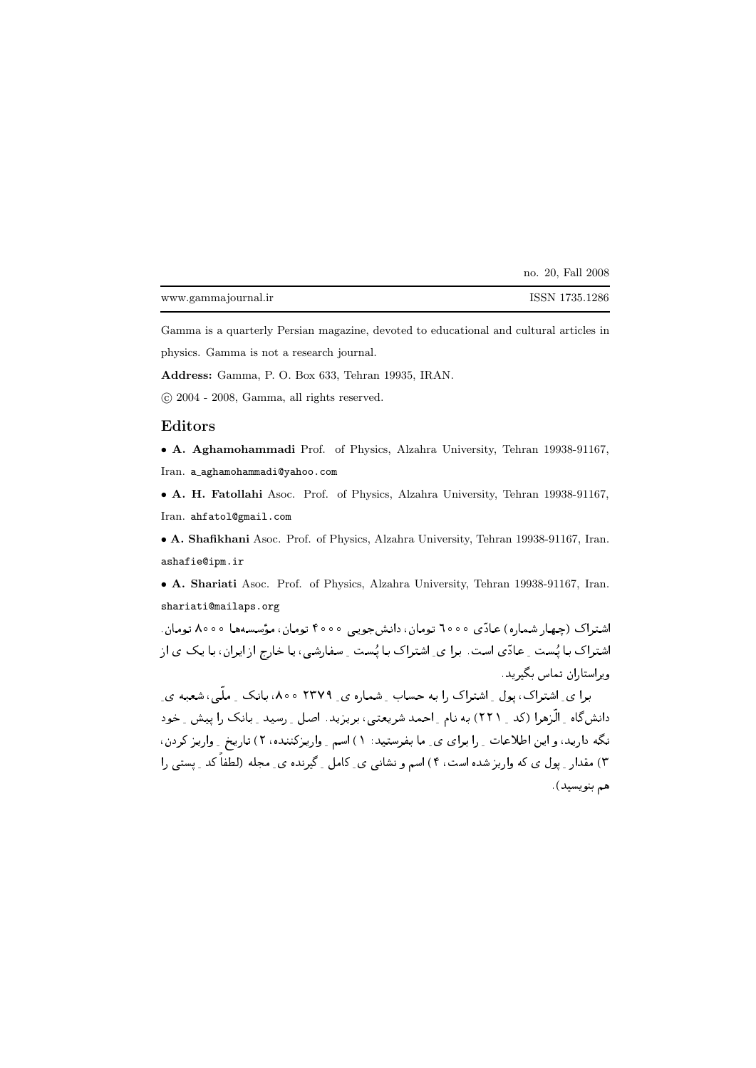no. 20, Fall 2008

www.gammajournal.ir ISSN 1735.1286

Gamma is a quarterly Persian magazine, devoted to educational and cultural articles in physics. Gamma is not a research journal.

**Address:** Gamma, P. O. Box 633, Tehran 19935, IRAN.

© 2004 - 2008, Gamma, all rights reserved.

## Editors

• **A. Aghamohammadi** Prof. of Physics, Alzahra University, Tehran 19938-91167, Iran. a_aghamohammadi@yahoo.com

• **A. H. Fatollahi** Asoc. Prof. of Physics, Alzahra University, Tehran 19938-91167, Iran. ahfatol@gmail.com

• **A. Shafikhani** Asoc. Prof. of Physics, Alzahra University, Tehran 19938-91167, Iran. ashafie@ipm.ir

• **A. Shariati** Asoc. Prof. of Physics, Alzahra University, Tehran 19938-91167, Iran. shariati@mailaps.org

اشتراک (چهار شماره) عادّی ۶۰۰۰ تومان، دانشجویی ۴۰۰۰ تومان، مؤسسه‌ها ۸۰۰۰ تومان. اشتراک با پُست ـِ عادّی است. برا یِ اشتراک با پُست ـِ سفارشی، یا خارج از ایران، با یک ی از ویراستاران تماس بگیرید.

برا یِ اشتراک، پول ـِ اشتراک را به حساب ـِ شماره یِ ۲۳۷۹۸۰۰، بانک ـِ ملّی، شعبه یِ دانشگاه ـِ الزّهرا (کد ـِ ۲۲۱) به نام ـِ احمد شریعتی، بریزید. اصل ـِ رسید ـِ بانک را پیش ـِ خود نگه دارید، و این اطلاعات ـِ را برای یِ ما بفرستید: ۱) اسم ـِ واریزکننده، ۲) تاریخ ـِ واریز کردن، ۳) مقدار ـِ پول ی که واریز شده است، ۴) اسم و نشانی یِ کامل ـِ گیرنده یِ مجله (لطفاً کد ـِ پستی را هم بنویسید).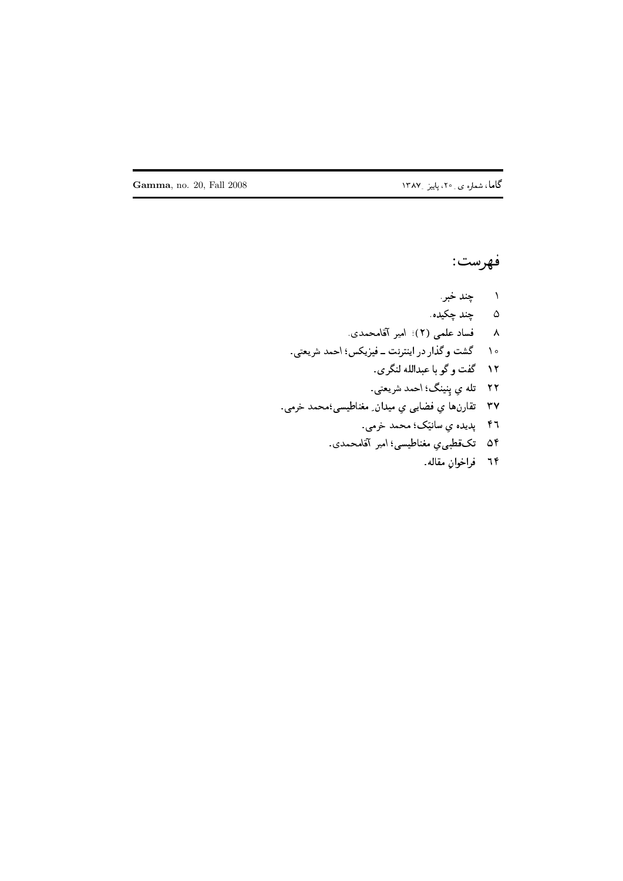Gamma, no. 20, Fall 2008

گاما، شماره ی ـ ۲۰، پاییز ـ ۱۳۸۷

# فهرست:

۱ چند خبر.

۵ چند چکیده.

۸ فساد علمی (۲)؛ امیر آقامحمدی.

۱۰ گشت و گذار در اینترنت ـ فیزیکس؛ احمد شریعتی.

۱۲ گفت و گو با عبدالله لنگری.

۲۲ تله ی پنینگ؛ احمد شریعتی.

۳۷ تقارن‌ها ی فضایی ی میدان ـ مغناطیسی؛محمد خرمی.

۴۶ پدیده ی سانیَک؛ محمد خرمی.

۵۴ تک‌قطبی‌ی مغناطیسی؛ امیر آقامحمدی.

۶۴ فراخوانِ مقاله.